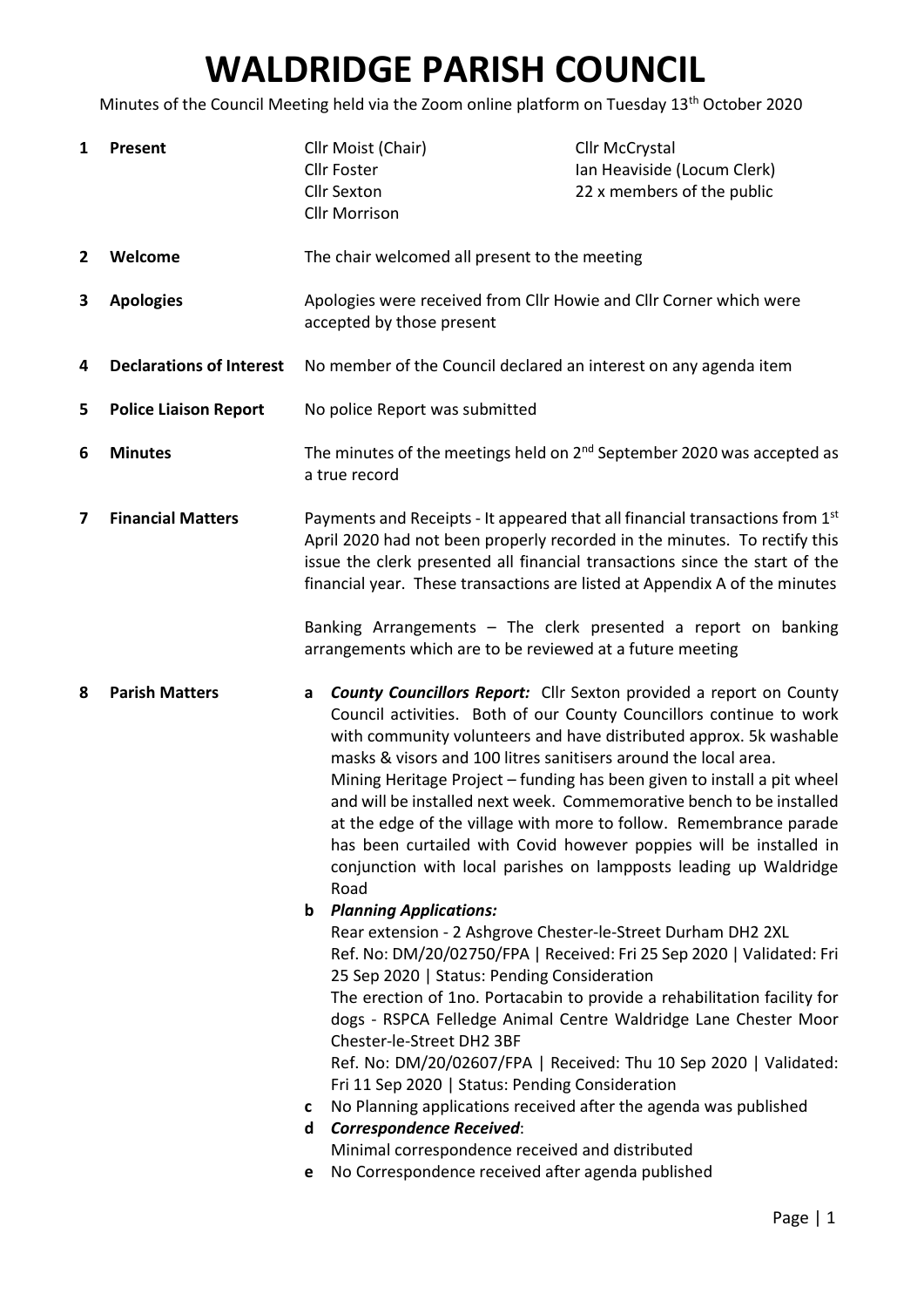# WALDRIDGE PARISH COUNCIL

Minutes of the Council Meeting held via the Zoom online platform on Tuesday 13th October 2020

**1 Present**

Cllr Moist (Chair)
Cllr Foster
Cllr Sexton
Cllr Morrison
Cllr McCrystal
Ian Heaviside (Locum Clerk)
22 x members of the public

**2 Welcome**

The chair welcomed all present to the meeting

**3 Apologies**

Apologies were received from Cllr Howie and Cllr Corner which were accepted by those present

**4 Declarations of Interest**

No member of the Council declared an interest on any agenda item

**5 Police Liaison Report**

No police Report was submitted

**6 Minutes**

The minutes of the meetings held on 2nd September 2020 was accepted as a true record

**7 Financial Matters**

Payments and Receipts - It appeared that all financial transactions from 1st April 2020 had not been properly recorded in the minutes. To rectify this issue the clerk presented all financial transactions since the start of the financial year. These transactions are listed at Appendix A of the minutes

Banking Arrangements – The clerk presented a report on banking arrangements which are to be reviewed at a future meeting

**8 Parish Matters**

**a** ***County Councillors Report:*** Cllr Sexton provided a report on County Council activities. Both of our County Councillors continue to work with community volunteers and have distributed approx. 5k washable masks & visors and 100 litres sanitisers around the local area.
Mining Heritage Project – funding has been given to install a pit wheel and will be installed next week. Commemorative bench to be installed at the edge of the village with more to follow. Remembrance parade has been curtailed with Covid however poppies will be installed in conjunction with local parishes on lampposts leading up Waldridge Road

**b** ***Planning Applications:***
Rear extension - 2 Ashgrove Chester-le-Street Durham DH2 2XL
Ref. No: DM/20/02750/FPA | Received: Fri 25 Sep 2020 | Validated: Fri 25 Sep 2020 | Status: Pending Consideration
The erection of 1no. Portacabin to provide a rehabilitation facility for dogs - RSPCA Felledge Animal Centre Waldridge Lane Chester Moor Chester-le-Street DH2 3BF
Ref. No: DM/20/02607/FPA | Received: Thu 10 Sep 2020 | Validated: Fri 11 Sep 2020 | Status: Pending Consideration

**c** No Planning applications received after the agenda was published

**d** ***Correspondence Received***:
Minimal correspondence received and distributed

**e** No Correspondence received after agenda published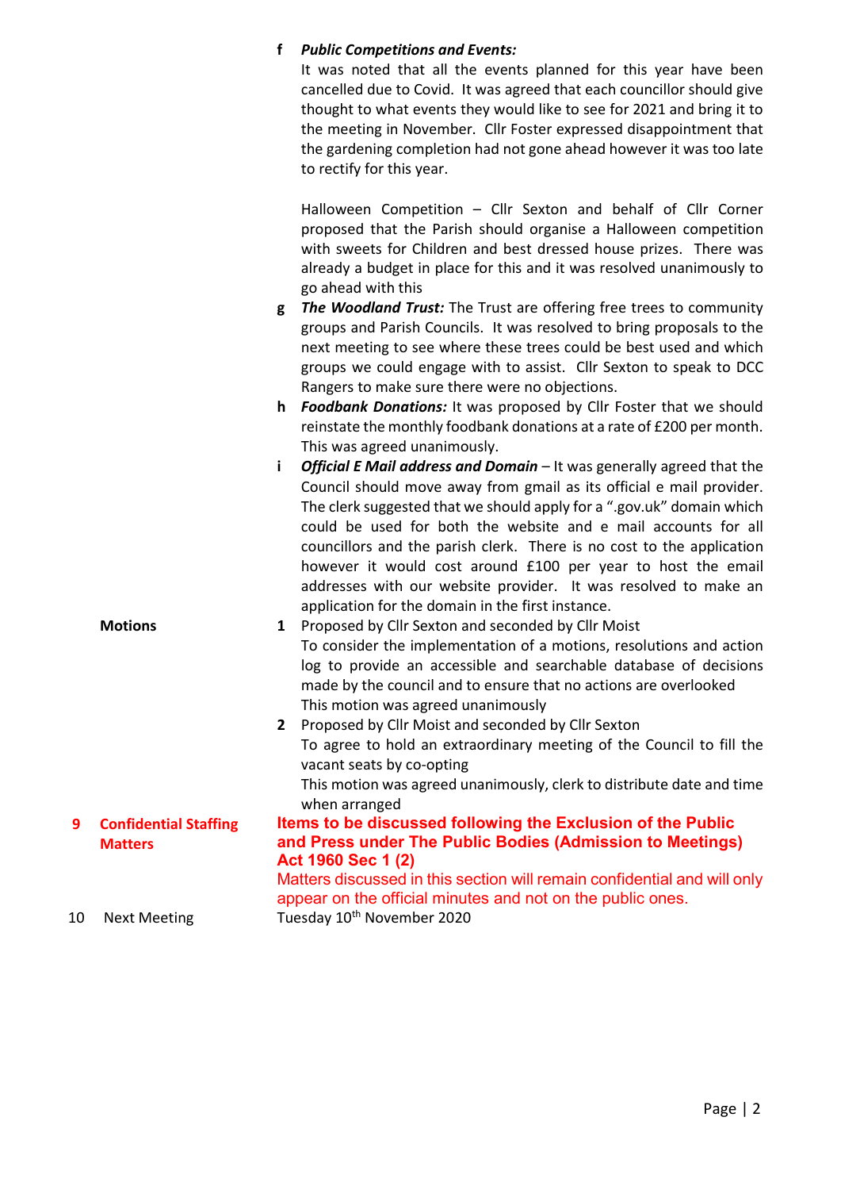**f** ***Public Competitions and Events:***
It was noted that all the events planned for this year have been cancelled due to Covid. It was agreed that each councillor should give thought to what events they would like to see for 2021 and bring it to the meeting in November. Cllr Foster expressed disappointment that the gardening completion had not gone ahead however it was too late to rectify for this year.

Halloween Competition – Cllr Sexton and behalf of Cllr Corner proposed that the Parish should organise a Halloween competition with sweets for Children and best dressed house prizes. There was already a budget in place for this and it was resolved unanimously to go ahead with this

**g** ***The Woodland Trust:*** The Trust are offering free trees to community groups and Parish Councils. It was resolved to bring proposals to the next meeting to see where these trees could be best used and which groups we could engage with to assist. Cllr Sexton to speak to DCC Rangers to make sure there were no objections.

**h** ***Foodbank Donations:*** It was proposed by Cllr Foster that we should reinstate the monthly foodbank donations at a rate of £200 per month. This was agreed unanimously.

**i** ***Official E Mail address and Domain*** – It was generally agreed that the Council should move away from gmail as its official e mail provider. The clerk suggested that we should apply for a ".gov.uk" domain which could be used for both the website and e mail accounts for all councillors and the parish clerk. There is no cost to the application however it would cost around £100 per year to host the email addresses with our website provider. It was resolved to make an application for the domain in the first instance.

**Motions**

**1** Proposed by Cllr Sexton and seconded by Cllr Moist
To consider the implementation of a motions, resolutions and action log to provide an accessible and searchable database of decisions made by the council and to ensure that no actions are overlooked
This motion was agreed unanimously

**2** Proposed by Cllr Moist and seconded by Cllr Sexton
To agree to hold an extraordinary meeting of the Council to fill the vacant seats by co-opting
This motion was agreed unanimously, clerk to distribute date and time when arranged

**9 Confidential Staffing Matters**

**Items to be discussed following the Exclusion of the Public and Press under The Public Bodies (Admission to Meetings) Act 1960 Sec 1 (2)**

Matters discussed in this section will remain confidential and will only appear on the official minutes and not on the public ones.

10 Next Meeting — Tuesday 10th November 2020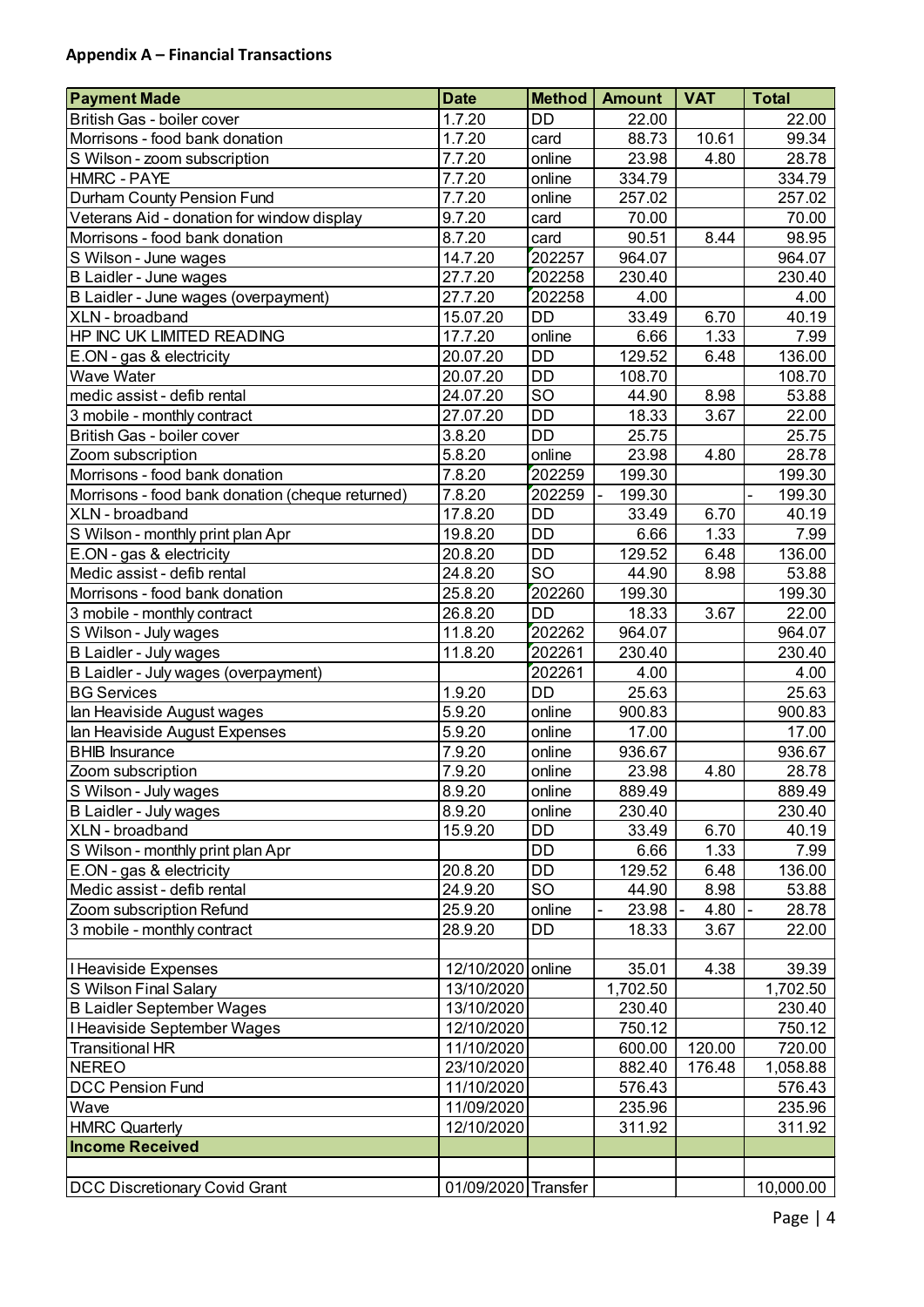**Appendix A – Financial Transactions**

| Payment Made | Date | Method | Amount | VAT | Total |
|---|---|---|---|---|---|
| British Gas - boiler cover | 1.7.20 | DD | 22.00 | | 22.00 |
| Morrisons - food bank donation | 1.7.20 | card | 88.73 | 10.61 | 99.34 |
| S Wilson - zoom subscription | 7.7.20 | online | 23.98 | 4.80 | 28.78 |
| HMRC - PAYE | 7.7.20 | online | 334.79 | | 334.79 |
| Durham County Pension Fund | 7.7.20 | online | 257.02 | | 257.02 |
| Veterans Aid - donation for window display | 9.7.20 | card | 70.00 | | 70.00 |
| Morrisons - food bank donation | 8.7.20 | card | 90.51 | 8.44 | 98.95 |
| S Wilson - June wages | 14.7.20 | 202257 | 964.07 | | 964.07 |
| B Laidler - June wages | 27.7.20 | 202258 | 230.40 | | 230.40 |
| B Laidler - June wages (overpayment) | 27.7.20 | 202258 | 4.00 | | 4.00 |
| XLN - broadband | 15.07.20 | DD | 33.49 | 6.70 | 40.19 |
| HP INC UK LIMITED READING | 17.7.20 | online | 6.66 | 1.33 | 7.99 |
| E.ON - gas & electricity | 20.07.20 | DD | 129.52 | 6.48 | 136.00 |
| Wave Water | 20.07.20 | DD | 108.70 | | 108.70 |
| medic assist - defib rental | 24.07.20 | SO | 44.90 | 8.98 | 53.88 |
| 3 mobile - monthly contract | 27.07.20 | DD | 18.33 | 3.67 | 22.00 |
| British Gas - boiler cover | 3.8.20 | DD | 25.75 | | 25.75 |
| Zoom subscription | 5.8.20 | online | 23.98 | 4.80 | 28.78 |
| Morrisons - food bank donation | 7.8.20 | 202259 | 199.30 | | 199.30 |
| Morrisons - food bank donation (cheque returned) | 7.8.20 | 202259 | - 199.30 | | - 199.30 |
| XLN - broadband | 17.8.20 | DD | 33.49 | 6.70 | 40.19 |
| S Wilson - monthly print plan Apr | 19.8.20 | DD | 6.66 | 1.33 | 7.99 |
| E.ON - gas & electricity | 20.8.20 | DD | 129.52 | 6.48 | 136.00 |
| Medic assist - defib rental | 24.8.20 | SO | 44.90 | 8.98 | 53.88 |
| Morrisons - food bank donation | 25.8.20 | 202260 | 199.30 | | 199.30 |
| 3 mobile - monthly contract | 26.8.20 | DD | 18.33 | 3.67 | 22.00 |
| S Wilson - July wages | 11.8.20 | 202262 | 964.07 | | 964.07 |
| B Laidler - July wages | 11.8.20 | 202261 | 230.40 | | 230.40 |
| B Laidler - July wages (overpayment) | | 202261 | 4.00 | | 4.00 |
| BG Services | 1.9.20 | DD | 25.63 | | 25.63 |
| Ian Heaviside August wages | 5.9.20 | online | 900.83 | | 900.83 |
| Ian Heaviside August Expenses | 5.9.20 | online | 17.00 | | 17.00 |
| BHIB Insurance | 7.9.20 | online | 936.67 | | 936.67 |
| Zoom subscription | 7.9.20 | online | 23.98 | 4.80 | 28.78 |
| S Wilson - July wages | 8.9.20 | online | 889.49 | | 889.49 |
| B Laidler - July wages | 8.9.20 | online | 230.40 | | 230.40 |
| XLN - broadband | 15.9.20 | DD | 33.49 | 6.70 | 40.19 |
| S Wilson - monthly print plan Apr | | DD | 6.66 | 1.33 | 7.99 |
| E.ON - gas & electricity | 20.8.20 | DD | 129.52 | 6.48 | 136.00 |
| Medic assist - defib rental | 24.9.20 | SO | 44.90 | 8.98 | 53.88 |
| Zoom subscription Refund | 25.9.20 | online | - 23.98 | - 4.80 | - 28.78 |
| 3 mobile - monthly contract | 28.9.20 | DD | 18.33 | 3.67 | 22.00 |
| | | | | | |
| I Heaviside Expenses | 12/10/2020 | online | 35.01 | 4.38 | 39.39 |
| S Wilson Final Salary | 13/10/2020 | | 1,702.50 | | 1,702.50 |
| B Laidler September Wages | 13/10/2020 | | 230.40 | | 230.40 |
| I Heaviside September Wages | 12/10/2020 | | 750.12 | | 750.12 |
| Transitional HR | 11/10/2020 | | 600.00 | 120.00 | 720.00 |
| NEREO | 23/10/2020 | | 882.40 | 176.48 | 1,058.88 |
| DCC Pension Fund | 11/10/2020 | | 576.43 | | 576.43 |
| Wave | 11/09/2020 | | 235.96 | | 235.96 |
| HMRC Quarterly | 12/10/2020 | | 311.92 | | 311.92 |
| **Income Received** | | | | | |
| | | | | | |
| DCC Discretionary Covid Grant | 01/09/2020 | Transfer | | | 10,000.00 |